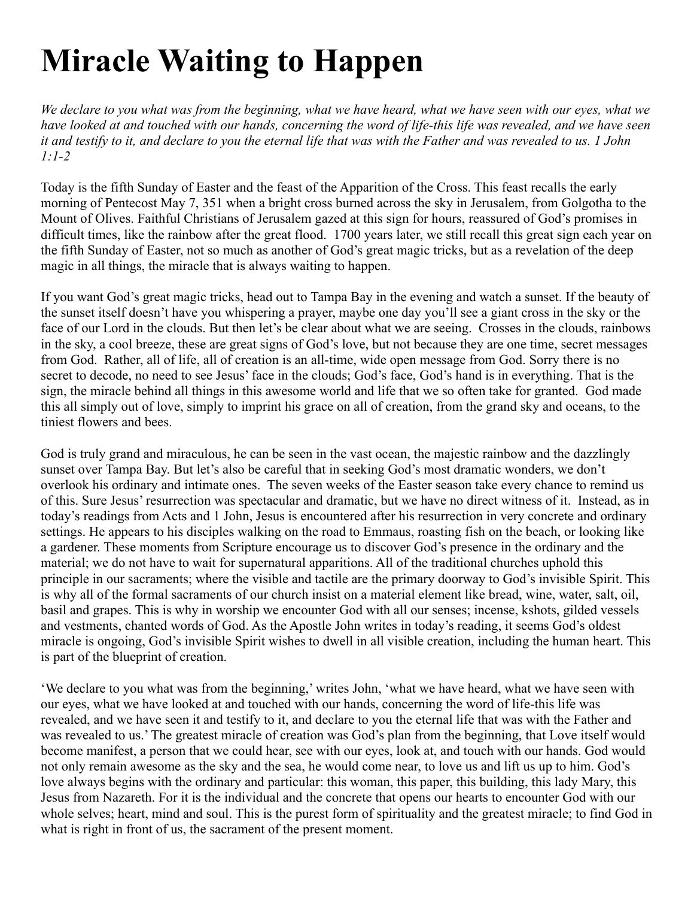# Miracle Waiting to Happen

*We declare to you what was from the beginning, what we have heard, what we have seen with our eyes, what we have looked at and touched with our hands, concerning the word of life-this life was revealed, and we have seen it and testify to it, and declare to you the eternal life that was with the Father and was revealed to us. 1 John 1:1-2*

Today is the fifth Sunday of Easter and the feast of the Apparition of the Cross. This feast recalls the early morning of Pentecost May 7, 351 when a bright cross burned across the sky in Jerusalem, from Golgotha to the Mount of Olives. Faithful Christians of Jerusalem gazed at this sign for hours, reassured of God's promises in difficult times, like the rainbow after the great flood. 1700 years later, we still recall this great sign each year on the fifth Sunday of Easter, not so much as another of God's great magic tricks, but as a revelation of the deep magic in all things, the miracle that is always waiting to happen.

If you want God's great magic tricks, head out to Tampa Bay in the evening and watch a sunset. If the beauty of the sunset itself doesn't have you whispering a prayer, maybe one day you'll see a giant cross in the sky or the face of our Lord in the clouds. But then let's be clear about what we are seeing. Crosses in the clouds, rainbows in the sky, a cool breeze, these are great signs of God's love, but not because they are one time, secret messages from God. Rather, all of life, all of creation is an all-time, wide open message from God. Sorry there is no secret to decode, no need to see Jesus' face in the clouds; God's face, God's hand is in everything. That is the sign, the miracle behind all things in this awesome world and life that we so often take for granted. God made this all simply out of love, simply to imprint his grace on all of creation, from the grand sky and oceans, to the tiniest flowers and bees.

God is truly grand and miraculous, he can be seen in the vast ocean, the majestic rainbow and the dazzlingly sunset over Tampa Bay. But let's also be careful that in seeking God's most dramatic wonders, we don't overlook his ordinary and intimate ones. The seven weeks of the Easter season take every chance to remind us of this. Sure Jesus' resurrection was spectacular and dramatic, but we have no direct witness of it. Instead, as in today's readings from Acts and 1 John, Jesus is encountered after his resurrection in very concrete and ordinary settings. He appears to his disciples walking on the road to Emmaus, roasting fish on the beach, or looking like a gardener. These moments from Scripture encourage us to discover God's presence in the ordinary and the material; we do not have to wait for supernatural apparitions. All of the traditional churches uphold this principle in our sacraments; where the visible and tactile are the primary doorway to God's invisible Spirit. This is why all of the formal sacraments of our church insist on a material element like bread, wine, water, salt, oil, basil and grapes. This is why in worship we encounter God with all our senses; incense, kshots, gilded vessels and vestments, chanted words of God. As the Apostle John writes in today's reading, it seems God's oldest miracle is ongoing, God's invisible Spirit wishes to dwell in all visible creation, including the human heart. This is part of the blueprint of creation.

'We declare to you what was from the beginning,' writes John, 'what we have heard, what we have seen with our eyes, what we have looked at and touched with our hands, concerning the word of life-this life was revealed, and we have seen it and testify to it, and declare to you the eternal life that was with the Father and was revealed to us.' The greatest miracle of creation was God's plan from the beginning, that Love itself would become manifest, a person that we could hear, see with our eyes, look at, and touch with our hands. God would not only remain awesome as the sky and the sea, he would come near, to love us and lift us up to him. God's love always begins with the ordinary and particular: this woman, this paper, this building, this lady Mary, this Jesus from Nazareth. For it is the individual and the concrete that opens our hearts to encounter God with our whole selves; heart, mind and soul. This is the purest form of spirituality and the greatest miracle; to find God in what is right in front of us, the sacrament of the present moment.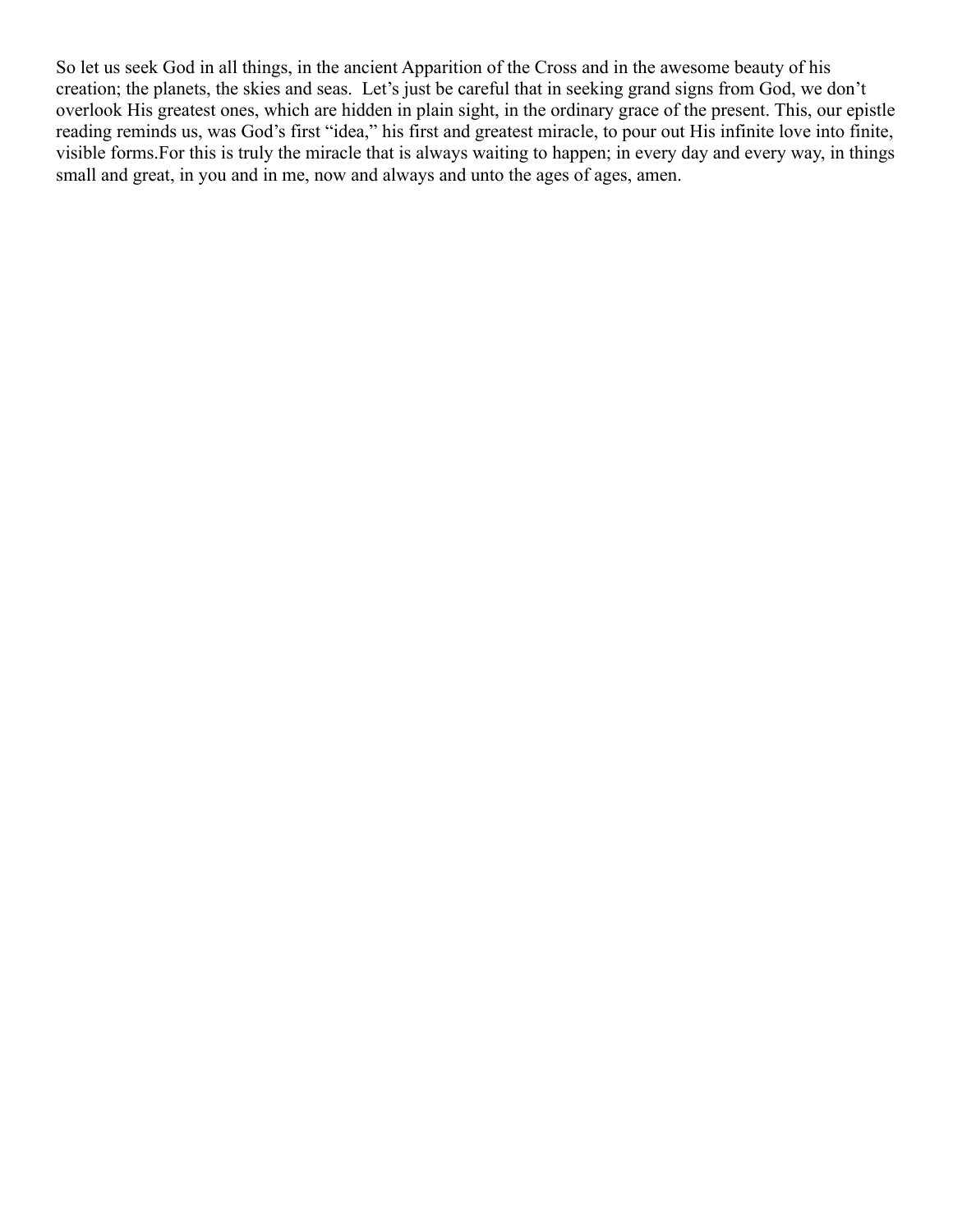So let us seek God in all things, in the ancient Apparition of the Cross and in the awesome beauty of his creation; the planets, the skies and seas.  Let's just be careful that in seeking grand signs from God, we don't overlook His greatest ones, which are hidden in plain sight, in the ordinary grace of the present. This, our epistle reading reminds us, was God's first "idea," his first and greatest miracle, to pour out His infinite love into finite, visible forms.For this is truly the miracle that is always waiting to happen; in every day and every way, in things small and great, in you and in me, now and always and unto the ages of ages, amen.